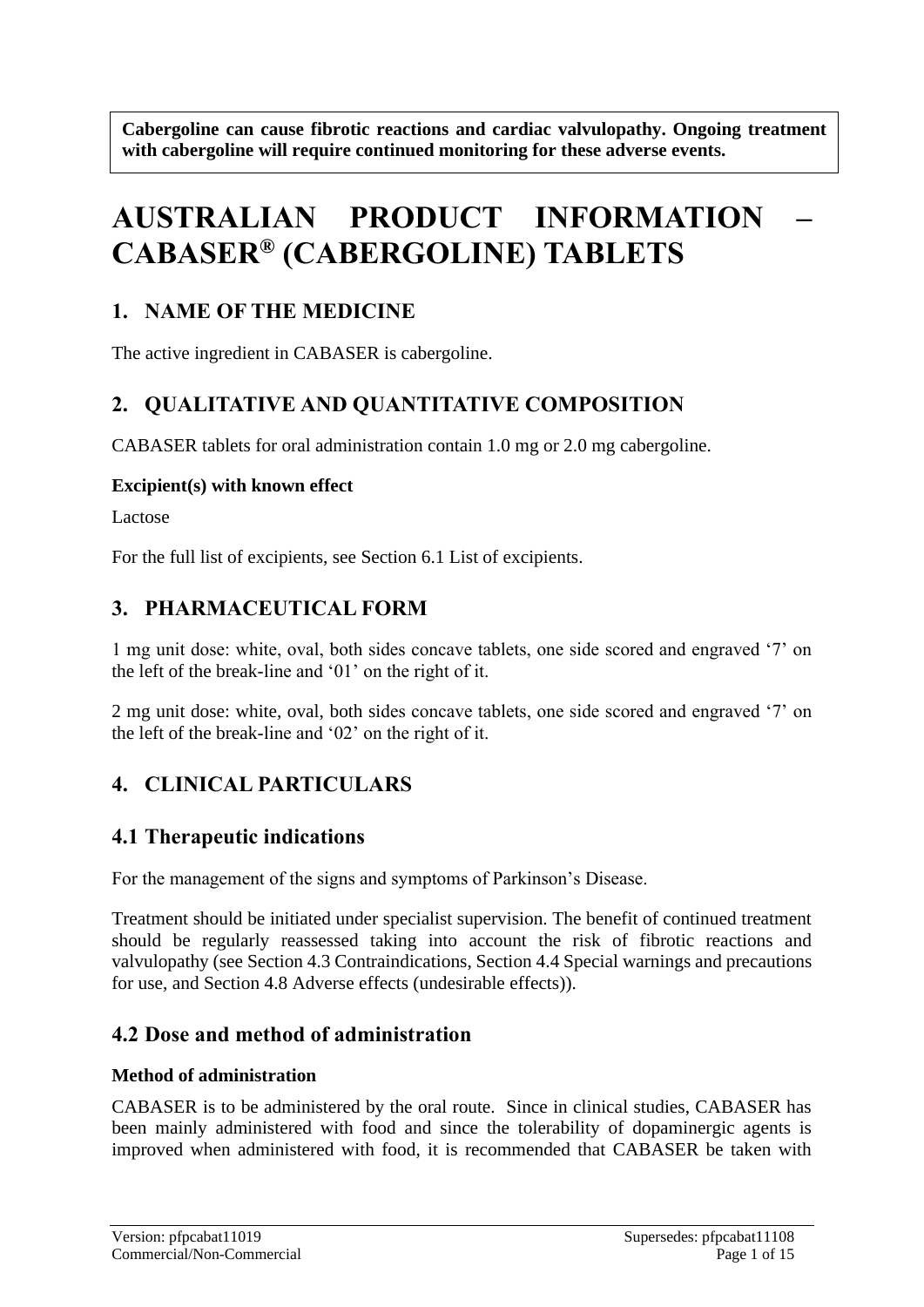**Cabergoline can cause fibrotic reactions and cardiac valvulopathy. Ongoing treatment with cabergoline will require continued monitoring for these adverse events.**

# AUSTRALIAN PRODUCT INFORMATION – CABASER® (CABERGOLINE) TABLETS

## 1. NAME OF THE MEDICINE

The active ingredient in CABASER is cabergoline.

## 2. QUALITATIVE AND QUANTITATIVE COMPOSITION

CABASER tablets for oral administration contain 1.0 mg or 2.0 mg cabergoline.

**Excipient(s) with known effect**

Lactose

For the full list of excipients, see Section 6.1 List of excipients.

## 3. PHARMACEUTICAL FORM

1 mg unit dose: white, oval, both sides concave tablets, one side scored and engraved '7' on the left of the break-line and '01' on the right of it.

2 mg unit dose: white, oval, both sides concave tablets, one side scored and engraved '7' on the left of the break-line and '02' on the right of it.

## 4. CLINICAL PARTICULARS

### 4.1 Therapeutic indications

For the management of the signs and symptoms of Parkinson's Disease.

Treatment should be initiated under specialist supervision. The benefit of continued treatment should be regularly reassessed taking into account the risk of fibrotic reactions and valvulopathy (see Section 4.3 Contraindications, Section 4.4 Special warnings and precautions for use, and Section 4.8 Adverse effects (undesirable effects)).

### 4.2 Dose and method of administration

**Method of administration**

CABASER is to be administered by the oral route. Since in clinical studies, CABASER has been mainly administered with food and since the tolerability of dopaminergic agents is improved when administered with food, it is recommended that CABASER be taken with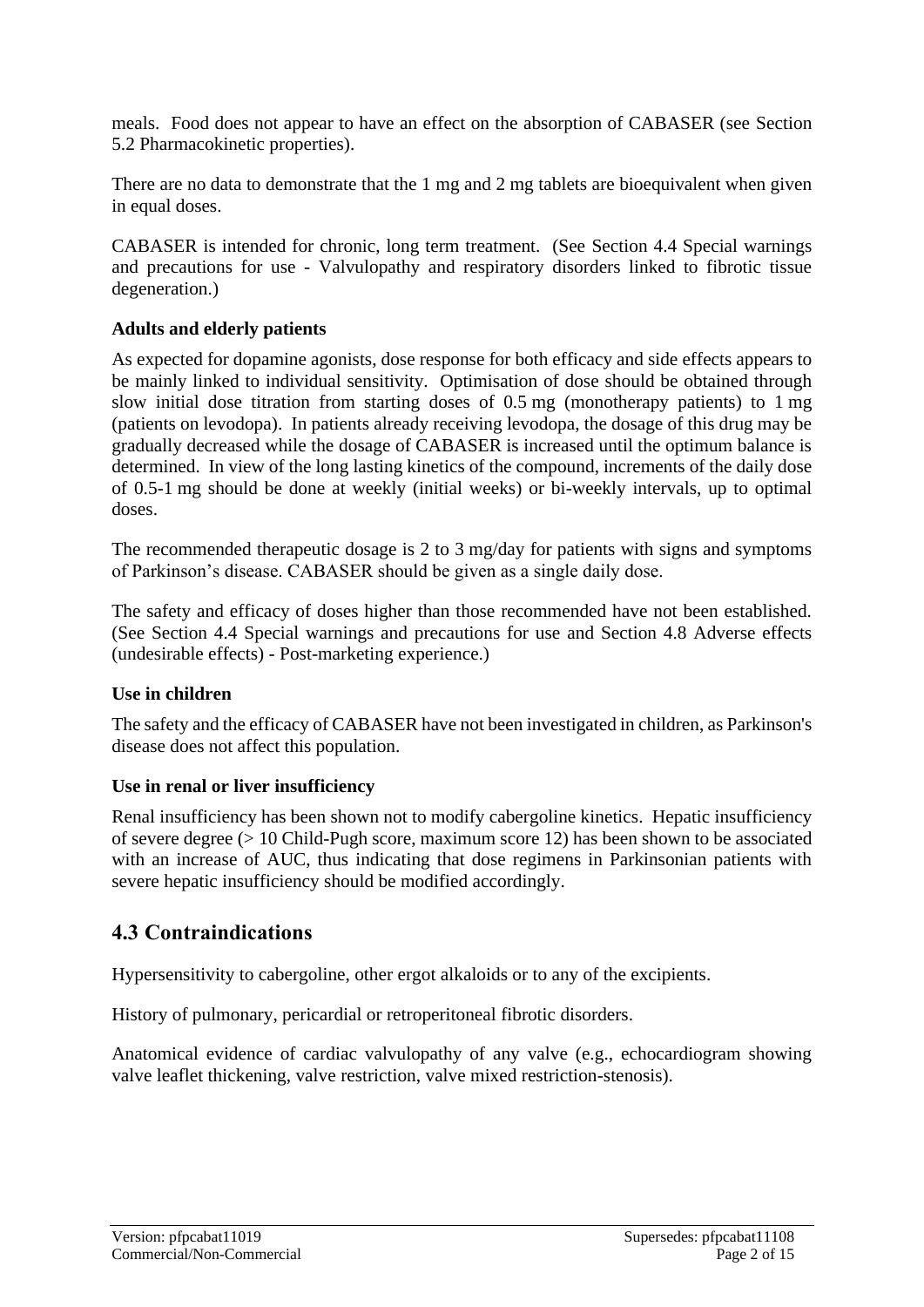meals. Food does not appear to have an effect on the absorption of CABASER (see Section 5.2 Pharmacokinetic properties).

There are no data to demonstrate that the 1 mg and 2 mg tablets are bioequivalent when given in equal doses.

CABASER is intended for chronic, long term treatment. (See Section 4.4 Special warnings and precautions for use - Valvulopathy and respiratory disorders linked to fibrotic tissue degeneration.)

**Adults and elderly patients**

As expected for dopamine agonists, dose response for both efficacy and side effects appears to be mainly linked to individual sensitivity. Optimisation of dose should be obtained through slow initial dose titration from starting doses of 0.5 mg (monotherapy patients) to 1 mg (patients on levodopa). In patients already receiving levodopa, the dosage of this drug may be gradually decreased while the dosage of CABASER is increased until the optimum balance is determined. In view of the long lasting kinetics of the compound, increments of the daily dose of 0.5-1 mg should be done at weekly (initial weeks) or bi-weekly intervals, up to optimal doses.

The recommended therapeutic dosage is 2 to 3 mg/day for patients with signs and symptoms of Parkinson's disease. CABASER should be given as a single daily dose.

The safety and efficacy of doses higher than those recommended have not been established. (See Section 4.4 Special warnings and precautions for use and Section 4.8 Adverse effects (undesirable effects) - Post-marketing experience.)

**Use in children**

The safety and the efficacy of CABASER have not been investigated in children, as Parkinson's disease does not affect this population.

**Use in renal or liver insufficiency**

Renal insufficiency has been shown not to modify cabergoline kinetics. Hepatic insufficiency of severe degree (> 10 Child-Pugh score, maximum score 12) has been shown to be associated with an increase of AUC, thus indicating that dose regimens in Parkinsonian patients with severe hepatic insufficiency should be modified accordingly.

## 4.3 Contraindications

Hypersensitivity to cabergoline, other ergot alkaloids or to any of the excipients.

History of pulmonary, pericardial or retroperitoneal fibrotic disorders.

Anatomical evidence of cardiac valvulopathy of any valve (e.g., echocardiogram showing valve leaflet thickening, valve restriction, valve mixed restriction-stenosis).

Version: pfpcabat11019 Supersedes: pfpcabat11108
Commercial/Non-Commercial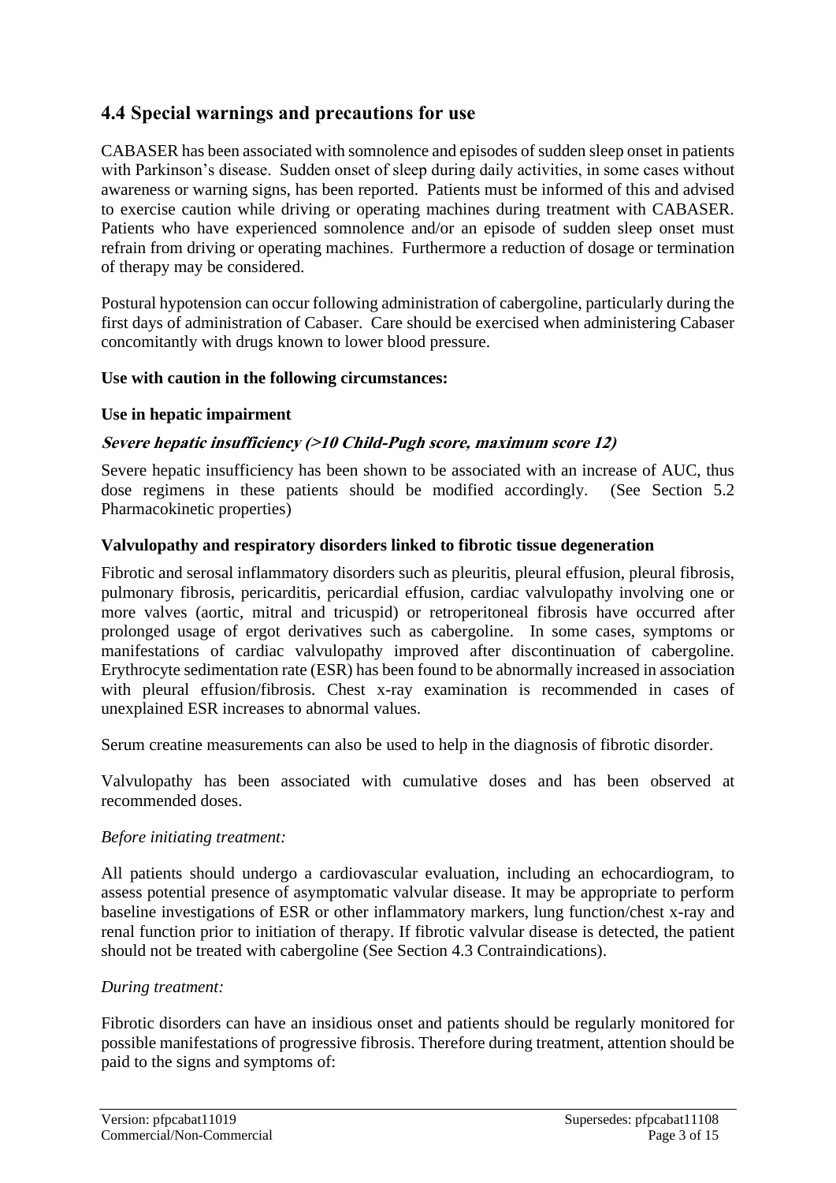## 4.4 Special warnings and precautions for use

CABASER has been associated with somnolence and episodes of sudden sleep onset in patients with Parkinson's disease. Sudden onset of sleep during daily activities, in some cases without awareness or warning signs, has been reported. Patients must be informed of this and advised to exercise caution while driving or operating machines during treatment with CABASER. Patients who have experienced somnolence and/or an episode of sudden sleep onset must refrain from driving or operating machines. Furthermore a reduction of dosage or termination of therapy may be considered.

Postural hypotension can occur following administration of cabergoline, particularly during the first days of administration of Cabaser. Care should be exercised when administering Cabaser concomitantly with drugs known to lower blood pressure.

**Use with caution in the following circumstances:**

**Use in hepatic impairment**

***Severe hepatic insufficiency (>10 Child-Pugh score, maximum score 12)***

Severe hepatic insufficiency has been shown to be associated with an increase of AUC, thus dose regimens in these patients should be modified accordingly. (See Section 5.2 Pharmacokinetic properties)

**Valvulopathy and respiratory disorders linked to fibrotic tissue degeneration**

Fibrotic and serosal inflammatory disorders such as pleuritis, pleural effusion, pleural fibrosis, pulmonary fibrosis, pericarditis, pericardial effusion, cardiac valvulopathy involving one or more valves (aortic, mitral and tricuspid) or retroperitoneal fibrosis have occurred after prolonged usage of ergot derivatives such as cabergoline. In some cases, symptoms or manifestations of cardiac valvulopathy improved after discontinuation of cabergoline. Erythrocyte sedimentation rate (ESR) has been found to be abnormally increased in association with pleural effusion/fibrosis. Chest x-ray examination is recommended in cases of unexplained ESR increases to abnormal values.

Serum creatine measurements can also be used to help in the diagnosis of fibrotic disorder.

Valvulopathy has been associated with cumulative doses and has been observed at recommended doses.

*Before initiating treatment:*

All patients should undergo a cardiovascular evaluation, including an echocardiogram, to assess potential presence of asymptomatic valvular disease. It may be appropriate to perform baseline investigations of ESR or other inflammatory markers, lung function/chest x-ray and renal function prior to initiation of therapy. If fibrotic valvular disease is detected, the patient should not be treated with cabergoline (See Section 4.3 Contraindications).

*During treatment:*

Fibrotic disorders can have an insidious onset and patients should be regularly monitored for possible manifestations of progressive fibrosis. Therefore during treatment, attention should be paid to the signs and symptoms of: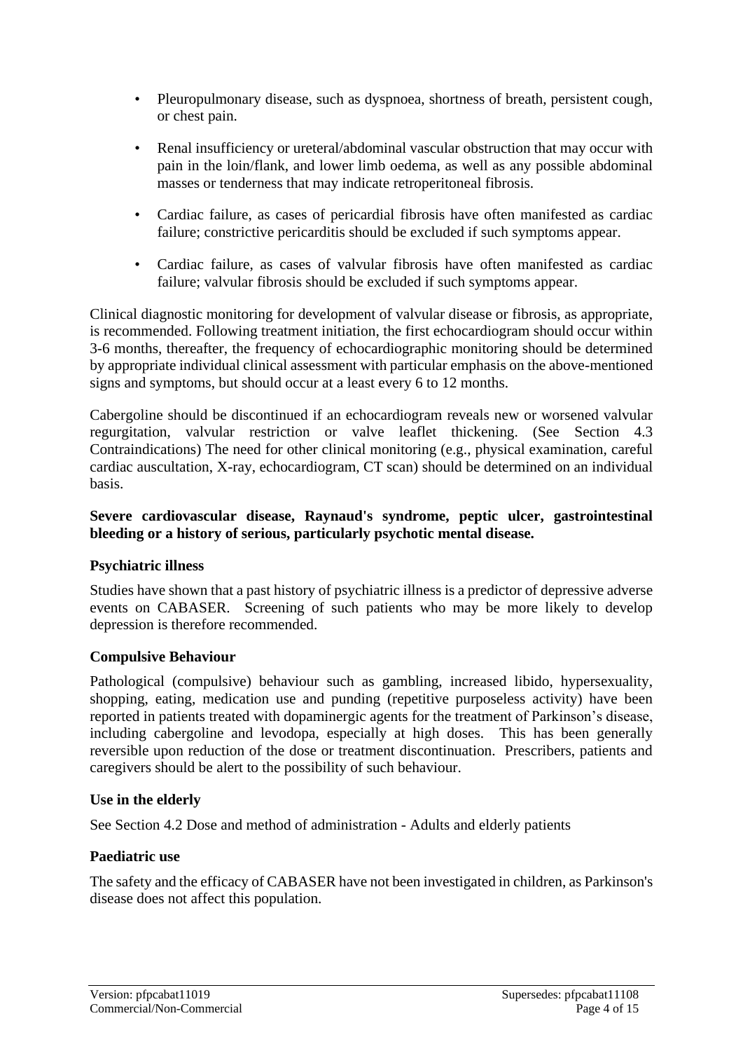- Pleuropulmonary disease, such as dyspnoea, shortness of breath, persistent cough, or chest pain.
- Renal insufficiency or ureteral/abdominal vascular obstruction that may occur with pain in the loin/flank, and lower limb oedema, as well as any possible abdominal masses or tenderness that may indicate retroperitoneal fibrosis.
- Cardiac failure, as cases of pericardial fibrosis have often manifested as cardiac failure; constrictive pericarditis should be excluded if such symptoms appear.
- Cardiac failure, as cases of valvular fibrosis have often manifested as cardiac failure; valvular fibrosis should be excluded if such symptoms appear.

Clinical diagnostic monitoring for development of valvular disease or fibrosis, as appropriate, is recommended. Following treatment initiation, the first echocardiogram should occur within 3-6 months, thereafter, the frequency of echocardiographic monitoring should be determined by appropriate individual clinical assessment with particular emphasis on the above-mentioned signs and symptoms, but should occur at a least every 6 to 12 months.

Cabergoline should be discontinued if an echocardiogram reveals new or worsened valvular regurgitation, valvular restriction or valve leaflet thickening. (See Section 4.3 Contraindications) The need for other clinical monitoring (e.g., physical examination, careful cardiac auscultation, X-ray, echocardiogram, CT scan) should be determined on an individual basis.

**Severe cardiovascular disease, Raynaud's syndrome, peptic ulcer, gastrointestinal bleeding or a history of serious, particularly psychotic mental disease.**

**Psychiatric illness**

Studies have shown that a past history of psychiatric illness is a predictor of depressive adverse events on CABASER. Screening of such patients who may be more likely to develop depression is therefore recommended.

**Compulsive Behaviour**

Pathological (compulsive) behaviour such as gambling, increased libido, hypersexuality, shopping, eating, medication use and punding (repetitive purposeless activity) have been reported in patients treated with dopaminergic agents for the treatment of Parkinson's disease, including cabergoline and levodopa, especially at high doses. This has been generally reversible upon reduction of the dose or treatment discontinuation. Prescribers, patients and caregivers should be alert to the possibility of such behaviour.

**Use in the elderly**

See Section 4.2 Dose and method of administration - Adults and elderly patients

**Paediatric use**

The safety and the efficacy of CABASER have not been investigated in children, as Parkinson's disease does not affect this population.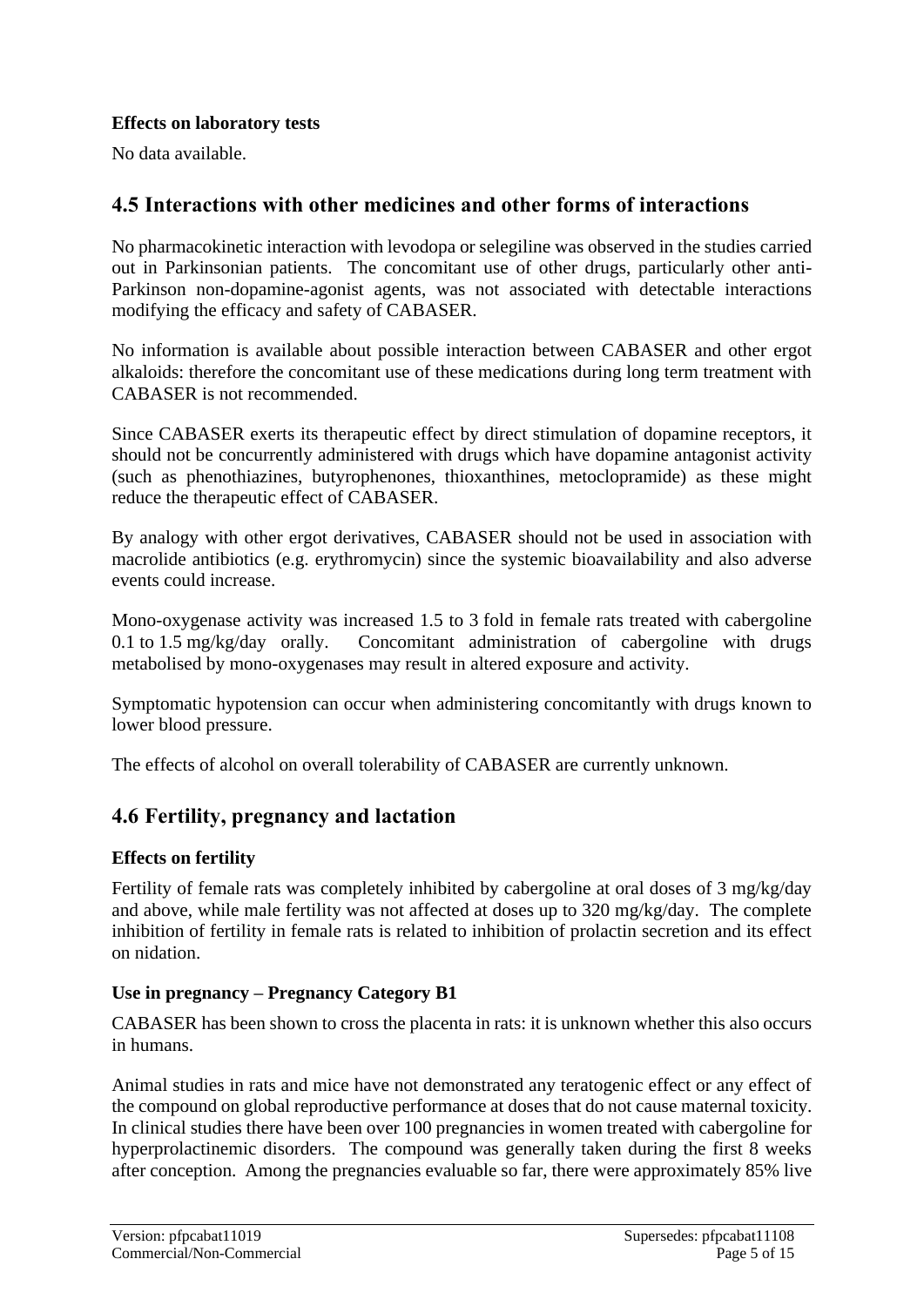**Effects on laboratory tests**

No data available.

## 4.5 Interactions with other medicines and other forms of interactions

No pharmacokinetic interaction with levodopa or selegiline was observed in the studies carried out in Parkinsonian patients. The concomitant use of other drugs, particularly other anti-Parkinson non-dopamine-agonist agents, was not associated with detectable interactions modifying the efficacy and safety of CABASER.

No information is available about possible interaction between CABASER and other ergot alkaloids: therefore the concomitant use of these medications during long term treatment with CABASER is not recommended.

Since CABASER exerts its therapeutic effect by direct stimulation of dopamine receptors, it should not be concurrently administered with drugs which have dopamine antagonist activity (such as phenothiazines, butyrophenones, thioxanthines, metoclopramide) as these might reduce the therapeutic effect of CABASER.

By analogy with other ergot derivatives, CABASER should not be used in association with macrolide antibiotics (e.g. erythromycin) since the systemic bioavailability and also adverse events could increase.

Mono-oxygenase activity was increased 1.5 to 3 fold in female rats treated with cabergoline 0.1 to 1.5 mg/kg/day orally. Concomitant administration of cabergoline with drugs metabolised by mono-oxygenases may result in altered exposure and activity.

Symptomatic hypotension can occur when administering concomitantly with drugs known to lower blood pressure.

The effects of alcohol on overall tolerability of CABASER are currently unknown.

## 4.6 Fertility, pregnancy and lactation

**Effects on fertility**

Fertility of female rats was completely inhibited by cabergoline at oral doses of 3 mg/kg/day and above, while male fertility was not affected at doses up to 320 mg/kg/day. The complete inhibition of fertility in female rats is related to inhibition of prolactin secretion and its effect on nidation.

**Use in pregnancy – Pregnancy Category B1**

CABASER has been shown to cross the placenta in rats: it is unknown whether this also occurs in humans.

Animal studies in rats and mice have not demonstrated any teratogenic effect or any effect of the compound on global reproductive performance at doses that do not cause maternal toxicity. In clinical studies there have been over 100 pregnancies in women treated with cabergoline for hyperprolactinemic disorders. The compound was generally taken during the first 8 weeks after conception. Among the pregnancies evaluable so far, there were approximately 85% live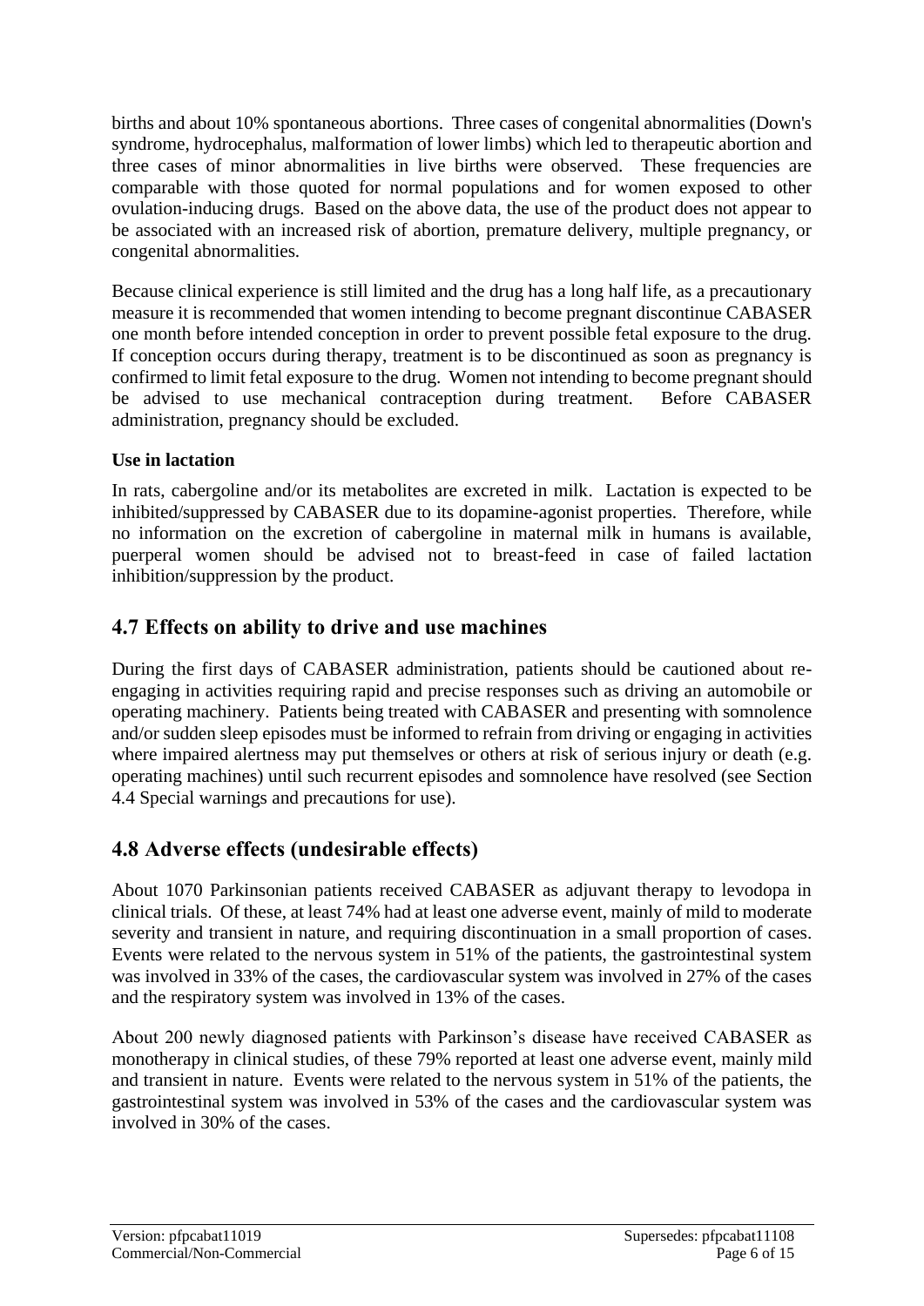births and about 10% spontaneous abortions. Three cases of congenital abnormalities (Down's syndrome, hydrocephalus, malformation of lower limbs) which led to therapeutic abortion and three cases of minor abnormalities in live births were observed. These frequencies are comparable with those quoted for normal populations and for women exposed to other ovulation-inducing drugs. Based on the above data, the use of the product does not appear to be associated with an increased risk of abortion, premature delivery, multiple pregnancy, or congenital abnormalities.

Because clinical experience is still limited and the drug has a long half life, as a precautionary measure it is recommended that women intending to become pregnant discontinue CABASER one month before intended conception in order to prevent possible fetal exposure to the drug. If conception occurs during therapy, treatment is to be discontinued as soon as pregnancy is confirmed to limit fetal exposure to the drug. Women not intending to become pregnant should be advised to use mechanical contraception during treatment. Before CABASER administration, pregnancy should be excluded.

**Use in lactation**

In rats, cabergoline and/or its metabolites are excreted in milk. Lactation is expected to be inhibited/suppressed by CABASER due to its dopamine-agonist properties. Therefore, while no information on the excretion of cabergoline in maternal milk in humans is available, puerperal women should be advised not to breast-feed in case of failed lactation inhibition/suppression by the product.

## 4.7 Effects on ability to drive and use machines

During the first days of CABASER administration, patients should be cautioned about re-engaging in activities requiring rapid and precise responses such as driving an automobile or operating machinery. Patients being treated with CABASER and presenting with somnolence and/or sudden sleep episodes must be informed to refrain from driving or engaging in activities where impaired alertness may put themselves or others at risk of serious injury or death (e.g. operating machines) until such recurrent episodes and somnolence have resolved (see Section 4.4 Special warnings and precautions for use).

## 4.8 Adverse effects (undesirable effects)

About 1070 Parkinsonian patients received CABASER as adjuvant therapy to levodopa in clinical trials. Of these, at least 74% had at least one adverse event, mainly of mild to moderate severity and transient in nature, and requiring discontinuation in a small proportion of cases. Events were related to the nervous system in 51% of the patients, the gastrointestinal system was involved in 33% of the cases, the cardiovascular system was involved in 27% of the cases and the respiratory system was involved in 13% of the cases.

About 200 newly diagnosed patients with Parkinson's disease have received CABASER as monotherapy in clinical studies, of these 79% reported at least one adverse event, mainly mild and transient in nature. Events were related to the nervous system in 51% of the patients, the gastrointestinal system was involved in 53% of the cases and the cardiovascular system was involved in 30% of the cases.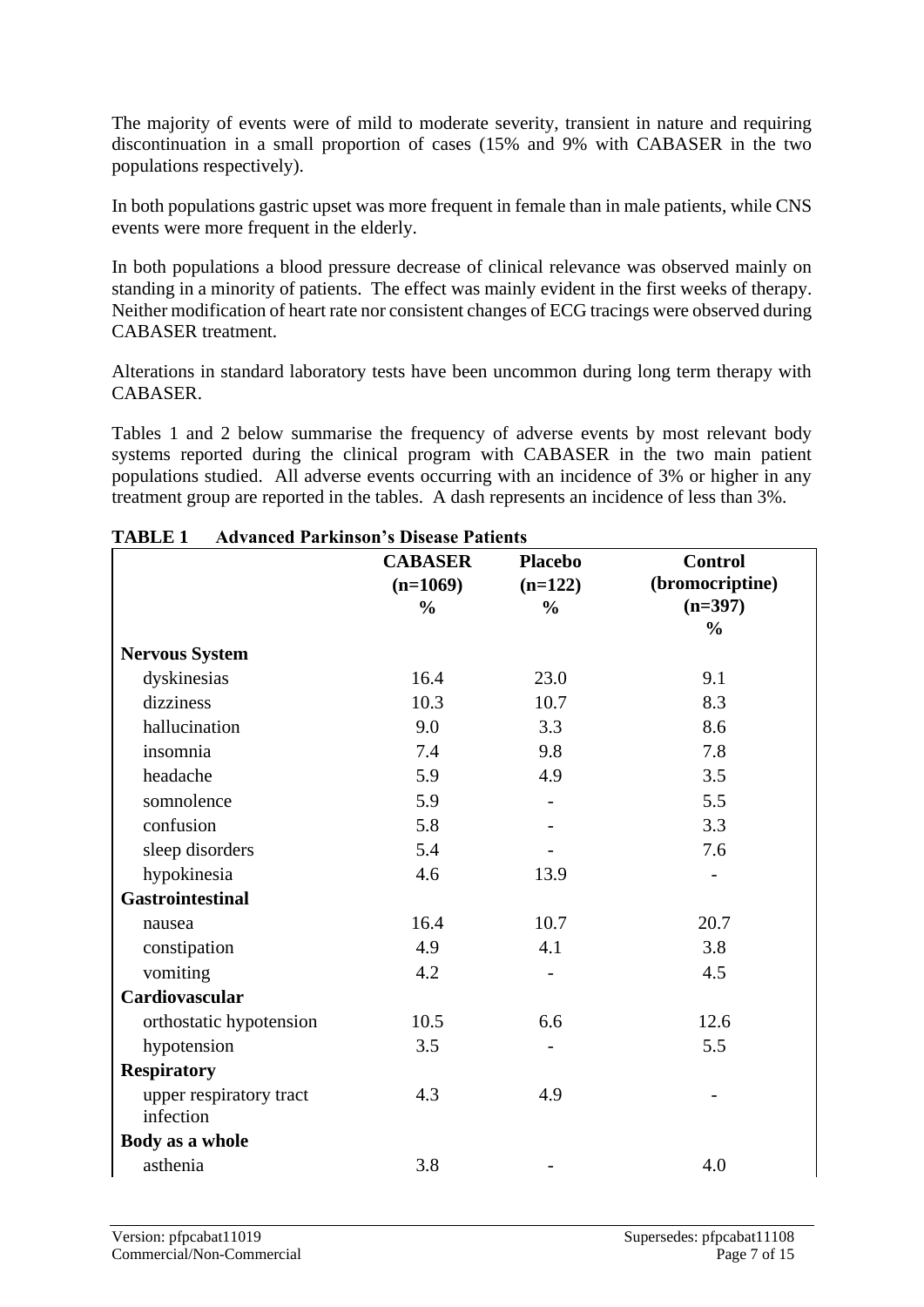The majority of events were of mild to moderate severity, transient in nature and requiring discontinuation in a small proportion of cases (15% and 9% with CABASER in the two populations respectively).

In both populations gastric upset was more frequent in female than in male patients, while CNS events were more frequent in the elderly.

In both populations a blood pressure decrease of clinical relevance was observed mainly on standing in a minority of patients. The effect was mainly evident in the first weeks of therapy. Neither modification of heart rate nor consistent changes of ECG tracings were observed during CABASER treatment.

Alterations in standard laboratory tests have been uncommon during long term therapy with CABASER.

Tables 1 and 2 below summarise the frequency of adverse events by most relevant body systems reported during the clinical program with CABASER in the two main patient populations studied. All adverse events occurring with an incidence of 3% or higher in any treatment group are reported in the tables. A dash represents an incidence of less than 3%.

**TABLE 1 Advanced Parkinson's Disease Patients**

| | CABASER (n=1069) % | Placebo (n=122) % | Control (bromocriptine) (n=397) % |
|---|---|---|---|
| **Nervous System** | | | |
| dyskinesias | 16.4 | 23.0 | 9.1 |
| dizziness | 10.3 | 10.7 | 8.3 |
| hallucination | 9.0 | 3.3 | 8.6 |
| insomnia | 7.4 | 9.8 | 7.8 |
| headache | 5.9 | 4.9 | 3.5 |
| somnolence | 5.9 | - | 5.5 |
| confusion | 5.8 | - | 3.3 |
| sleep disorders | 5.4 | - | 7.6 |
| hypokinesia | 4.6 | 13.9 | - |
| **Gastrointestinal** | | | |
| nausea | 16.4 | 10.7 | 20.7 |
| constipation | 4.9 | 4.1 | 3.8 |
| vomiting | 4.2 | - | 4.5 |
| **Cardiovascular** | | | |
| orthostatic hypotension | 10.5 | 6.6 | 12.6 |
| hypotension | 3.5 | - | 5.5 |
| **Respiratory** | | | |
| upper respiratory tract infection | 4.3 | 4.9 | - |
| **Body as a whole** | | | |
| asthenia | 3.8 | - | 4.0 |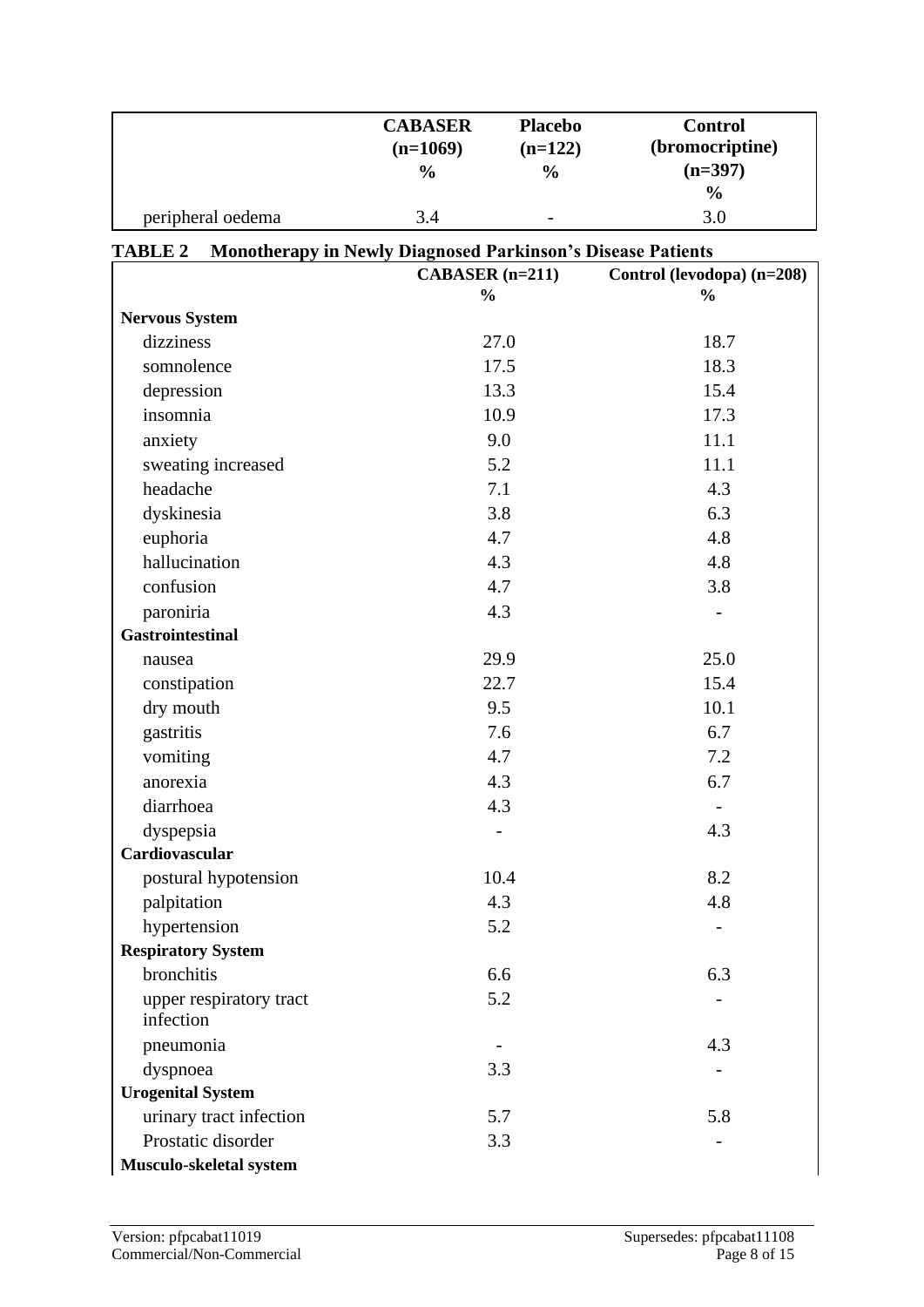| | CABASER (n=1069) % | Placebo (n=122) % | Control (bromocriptine) (n=397) % |
|---|---|---|---|
| peripheral oedema | 3.4 | - | 3.0 |

**TABLE 2 Monotherapy in Newly Diagnosed Parkinson's Disease Patients**

| | CABASER (n=211) % | Control (levodopa) (n=208) % |
|---|---|---|
| **Nervous System** | | |
| dizziness | 27.0 | 18.7 |
| somnolence | 17.5 | 18.3 |
| depression | 13.3 | 15.4 |
| insomnia | 10.9 | 17.3 |
| anxiety | 9.0 | 11.1 |
| sweating increased | 5.2 | 11.1 |
| headache | 7.1 | 4.3 |
| dyskinesia | 3.8 | 6.3 |
| euphoria | 4.7 | 4.8 |
| hallucination | 4.3 | 4.8 |
| confusion | 4.7 | 3.8 |
| paroniria | 4.3 | - |
| **Gastrointestinal** | | |
| nausea | 29.9 | 25.0 |
| constipation | 22.7 | 15.4 |
| dry mouth | 9.5 | 10.1 |
| gastritis | 7.6 | 6.7 |
| vomiting | 4.7 | 7.2 |
| anorexia | 4.3 | 6.7 |
| diarrhoea | 4.3 | - |
| dyspepsia | - | 4.3 |
| **Cardiovascular** | | |
| postural hypotension | 10.4 | 8.2 |
| palpitation | 4.3 | 4.8 |
| hypertension | 5.2 | - |
| **Respiratory System** | | |
| bronchitis | 6.6 | 6.3 |
| upper respiratory tract infection | 5.2 | - |
| pneumonia | - | 4.3 |
| dyspnoea | 3.3 | - |
| **Urogenital System** | | |
| urinary tract infection | 5.7 | 5.8 |
| Prostatic disorder | 3.3 | - |
| **Musculo-skeletal system** | | |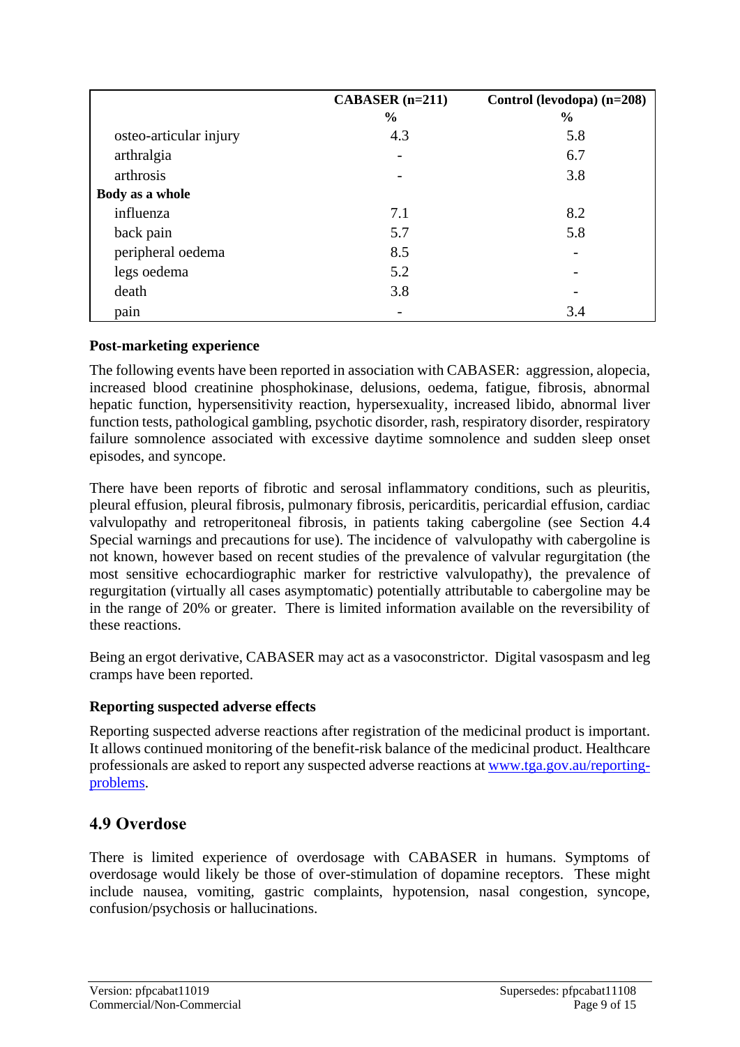| | CABASER (n=211) | Control (levodopa) (n=208) |
|---|---|---|
| | % | % |
| osteo-articular injury | 4.3 | 5.8 |
| arthralgia | - | 6.7 |
| arthrosis | - | 3.8 |
| **Body as a whole** | | |
| influenza | 7.1 | 8.2 |
| back pain | 5.7 | 5.8 |
| peripheral oedema | 8.5 | - |
| legs oedema | 5.2 | - |
| death | 3.8 | - |
| pain | - | 3.4 |

**Post-marketing experience**

The following events have been reported in association with CABASER: aggression, alopecia, increased blood creatinine phosphokinase, delusions, oedema, fatigue, fibrosis, abnormal hepatic function, hypersensitivity reaction, hypersexuality, increased libido, abnormal liver function tests, pathological gambling, psychotic disorder, rash, respiratory disorder, respiratory failure somnolence associated with excessive daytime somnolence and sudden sleep onset episodes, and syncope.

There have been reports of fibrotic and serosal inflammatory conditions, such as pleuritis, pleural effusion, pleural fibrosis, pulmonary fibrosis, pericarditis, pericardial effusion, cardiac valvulopathy and retroperitoneal fibrosis, in patients taking cabergoline (see Section 4.4 Special warnings and precautions for use). The incidence of valvulopathy with cabergoline is not known, however based on recent studies of the prevalence of valvular regurgitation (the most sensitive echocardiographic marker for restrictive valvulopathy), the prevalence of regurgitation (virtually all cases asymptomatic) potentially attributable to cabergoline may be in the range of 20% or greater. There is limited information available on the reversibility of these reactions.

Being an ergot derivative, CABASER may act as a vasoconstrictor. Digital vasospasm and leg cramps have been reported.

**Reporting suspected adverse effects**

Reporting suspected adverse reactions after registration of the medicinal product is important. It allows continued monitoring of the benefit-risk balance of the medicinal product. Healthcare professionals are asked to report any suspected adverse reactions at [www.tga.gov.au/reporting-problems](http://www.tga.gov.au/reporting-problems).

## 4.9 Overdose

There is limited experience of overdosage with CABASER in humans. Symptoms of overdosage would likely be those of over-stimulation of dopamine receptors. These might include nausea, vomiting, gastric complaints, hypotension, nasal congestion, syncope, confusion/psychosis or hallucinations.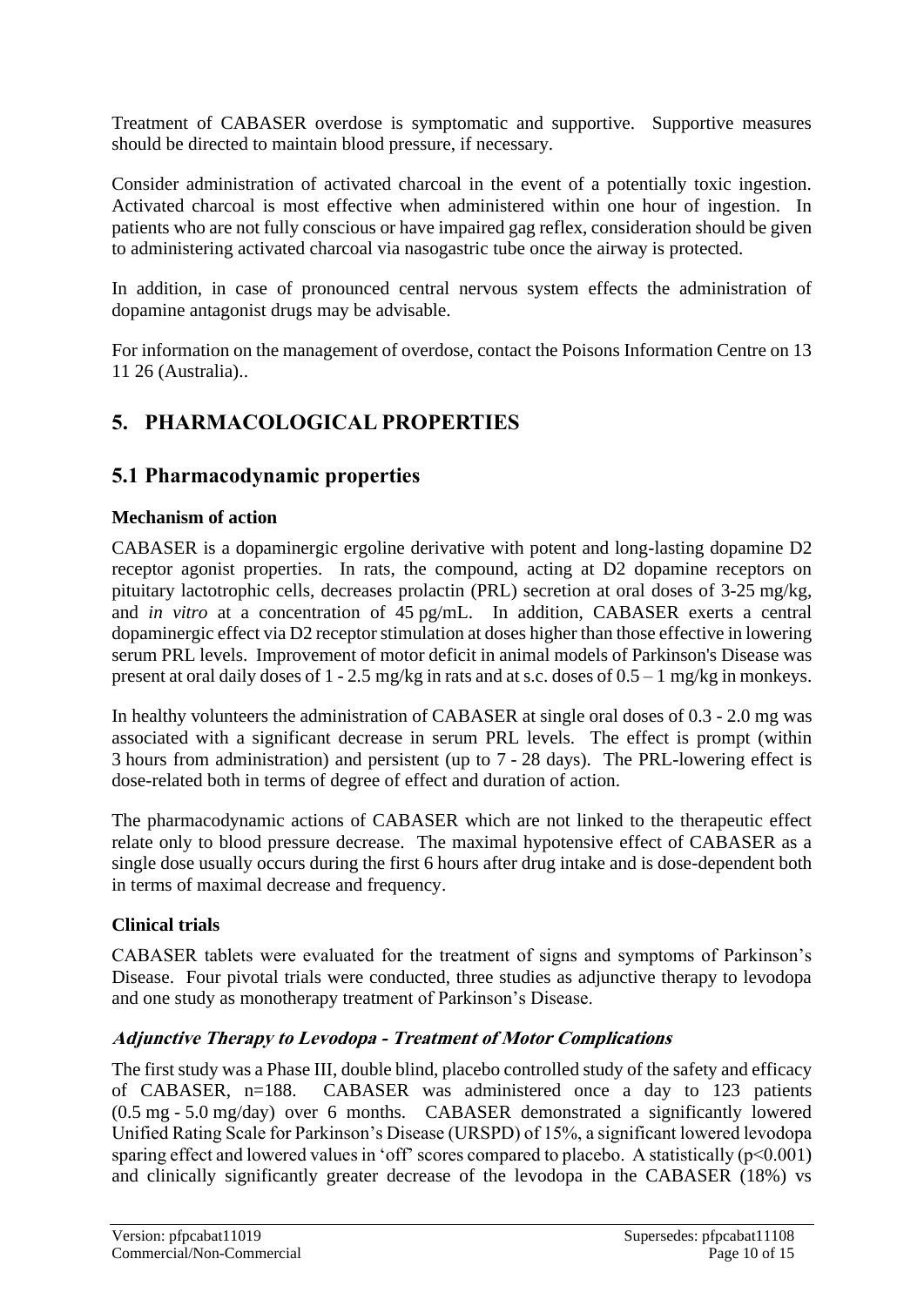Treatment of CABASER overdose is symptomatic and supportive. Supportive measures should be directed to maintain blood pressure, if necessary.

Consider administration of activated charcoal in the event of a potentially toxic ingestion. Activated charcoal is most effective when administered within one hour of ingestion. In patients who are not fully conscious or have impaired gag reflex, consideration should be given to administering activated charcoal via nasogastric tube once the airway is protected.

In addition, in case of pronounced central nervous system effects the administration of dopamine antagonist drugs may be advisable.

For information on the management of overdose, contact the Poisons Information Centre on 13 11 26 (Australia)..

# 5. PHARMACOLOGICAL PROPERTIES

## 5.1 Pharmacodynamic properties

### Mechanism of action

CABASER is a dopaminergic ergoline derivative with potent and long-lasting dopamine D2 receptor agonist properties. In rats, the compound, acting at D2 dopamine receptors on pituitary lactotrophic cells, decreases prolactin (PRL) secretion at oral doses of 3-25 mg/kg, and *in vitro* at a concentration of 45 pg/mL. In addition, CABASER exerts a central dopaminergic effect via D2 receptor stimulation at doses higher than those effective in lowering serum PRL levels. Improvement of motor deficit in animal models of Parkinson's Disease was present at oral daily doses of 1 - 2.5 mg/kg in rats and at s.c. doses of 0.5 – 1 mg/kg in monkeys.

In healthy volunteers the administration of CABASER at single oral doses of 0.3 - 2.0 mg was associated with a significant decrease in serum PRL levels. The effect is prompt (within 3 hours from administration) and persistent (up to 7 - 28 days). The PRL-lowering effect is dose-related both in terms of degree of effect and duration of action.

The pharmacodynamic actions of CABASER which are not linked to the therapeutic effect relate only to blood pressure decrease. The maximal hypotensive effect of CABASER as a single dose usually occurs during the first 6 hours after drug intake and is dose-dependent both in terms of maximal decrease and frequency.

### Clinical trials

CABASER tablets were evaluated for the treatment of signs and symptoms of Parkinson's Disease. Four pivotal trials were conducted, three studies as adjunctive therapy to levodopa and one study as monotherapy treatment of Parkinson's Disease.

#### *Adjunctive Therapy to Levodopa - Treatment of Motor Complications*

The first study was a Phase III, double blind, placebo controlled study of the safety and efficacy of CABASER, n=188. CABASER was administered once a day to 123 patients (0.5 mg - 5.0 mg/day) over 6 months. CABASER demonstrated a significantly lowered Unified Rating Scale for Parkinson's Disease (URSPD) of 15%, a significant lowered levodopa sparing effect and lowered values in 'off' scores compared to placebo. A statistically ($p<0.001$) and clinically significantly greater decrease of the levodopa in the CABASER (18%) vs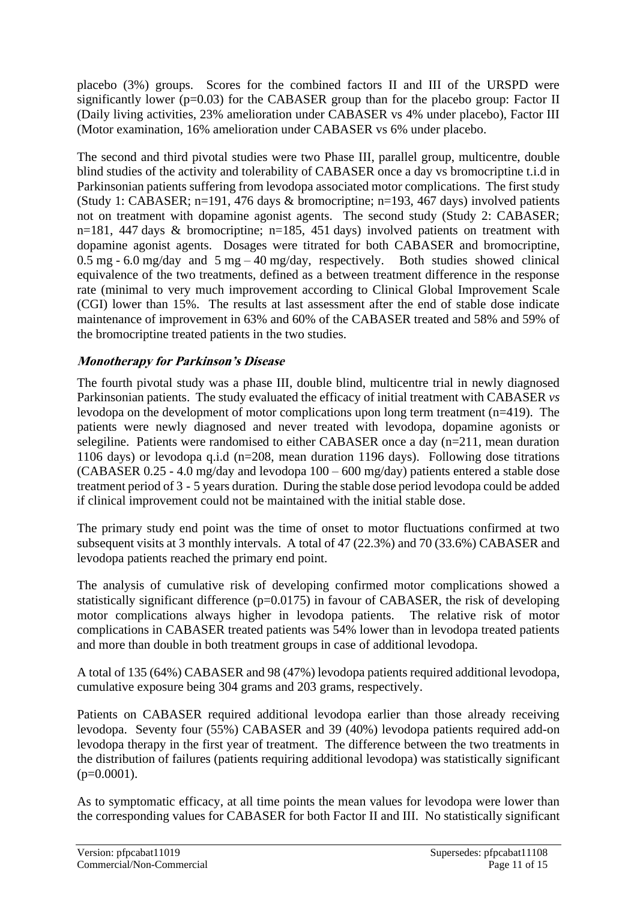placebo (3%) groups. Scores for the combined factors II and III of the URSPD were significantly lower (p=0.03) for the CABASER group than for the placebo group: Factor II (Daily living activities, 23% amelioration under CABASER vs 4% under placebo), Factor III (Motor examination, 16% amelioration under CABASER vs 6% under placebo.

The second and third pivotal studies were two Phase III, parallel group, multicentre, double blind studies of the activity and tolerability of CABASER once a day vs bromocriptine t.i.d in Parkinsonian patients suffering from levodopa associated motor complications. The first study (Study 1: CABASER; n=191, 476 days & bromocriptine; n=193, 467 days) involved patients not on treatment with dopamine agonist agents. The second study (Study 2: CABASER; n=181, 447 days & bromocriptine; n=185, 451 days) involved patients on treatment with dopamine agonist agents. Dosages were titrated for both CABASER and bromocriptine, 0.5 mg - 6.0 mg/day and 5 mg – 40 mg/day, respectively. Both studies showed clinical equivalence of the two treatments, defined as a between treatment difference in the response rate (minimal to very much improvement according to Clinical Global Improvement Scale (CGI) lower than 15%. The results at last assessment after the end of stable dose indicate maintenance of improvement in 63% and 60% of the CABASER treated and 58% and 59% of the bromocriptine treated patients in the two studies.

### *Monotherapy for Parkinson's Disease*

The fourth pivotal study was a phase III, double blind, multicentre trial in newly diagnosed Parkinsonian patients. The study evaluated the efficacy of initial treatment with CABASER *vs* levodopa on the development of motor complications upon long term treatment (n=419). The patients were newly diagnosed and never treated with levodopa, dopamine agonists or selegiline. Patients were randomised to either CABASER once a day (n=211, mean duration 1106 days) or levodopa q.i.d (n=208, mean duration 1196 days). Following dose titrations (CABASER 0.25 - 4.0 mg/day and levodopa 100 – 600 mg/day) patients entered a stable dose treatment period of 3 - 5 years duration. During the stable dose period levodopa could be added if clinical improvement could not be maintained with the initial stable dose.

The primary study end point was the time of onset to motor fluctuations confirmed at two subsequent visits at 3 monthly intervals. A total of 47 (22.3%) and 70 (33.6%) CABASER and levodopa patients reached the primary end point.

The analysis of cumulative risk of developing confirmed motor complications showed a statistically significant difference (p=0.0175) in favour of CABASER, the risk of developing motor complications always higher in levodopa patients. The relative risk of motor complications in CABASER treated patients was 54% lower than in levodopa treated patients and more than double in both treatment groups in case of additional levodopa.

A total of 135 (64%) CABASER and 98 (47%) levodopa patients required additional levodopa, cumulative exposure being 304 grams and 203 grams, respectively.

Patients on CABASER required additional levodopa earlier than those already receiving levodopa. Seventy four (55%) CABASER and 39 (40%) levodopa patients required add-on levodopa therapy in the first year of treatment. The difference between the two treatments in the distribution of failures (patients requiring additional levodopa) was statistically significant (p=0.0001).

As to symptomatic efficacy, at all time points the mean values for levodopa were lower than the corresponding values for CABASER for both Factor II and III. No statistically significant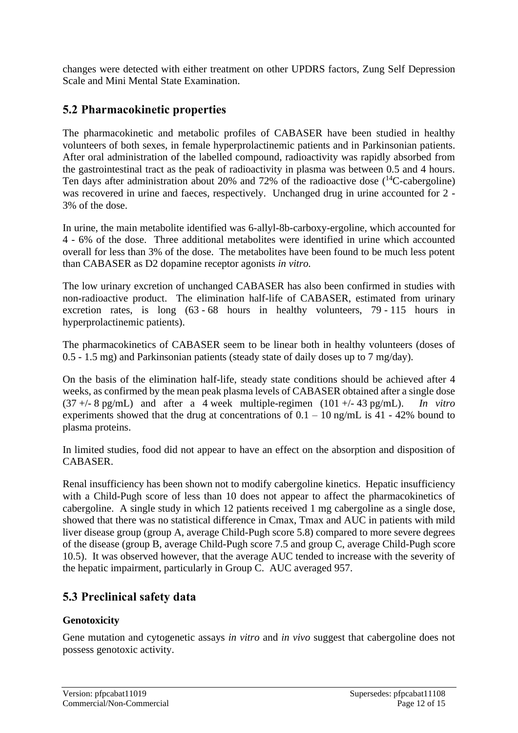changes were detected with either treatment on other UPDRS factors, Zung Self Depression Scale and Mini Mental State Examination.

## 5.2 Pharmacokinetic properties

The pharmacokinetic and metabolic profiles of CABASER have been studied in healthy volunteers of both sexes, in female hyperprolactinemic patients and in Parkinsonian patients. After oral administration of the labelled compound, radioactivity was rapidly absorbed from the gastrointestinal tract as the peak of radioactivity in plasma was between 0.5 and 4 hours. Ten days after administration about 20% and 72% of the radioactive dose ($^{14}$C-cabergoline) was recovered in urine and faeces, respectively. Unchanged drug in urine accounted for 2 - 3% of the dose.

In urine, the main metabolite identified was 6-allyl-8b-carboxy-ergoline, which accounted for 4 - 6% of the dose. Three additional metabolites were identified in urine which accounted overall for less than 3% of the dose. The metabolites have been found to be much less potent than CABASER as D2 dopamine receptor agonists *in vitro.*

The low urinary excretion of unchanged CABASER has also been confirmed in studies with non-radioactive product. The elimination half-life of CABASER, estimated from urinary excretion rates, is long (63 - 68 hours in healthy volunteers, 79 - 115 hours in hyperprolactinemic patients).

The pharmacokinetics of CABASER seem to be linear both in healthy volunteers (doses of 0.5 - 1.5 mg) and Parkinsonian patients (steady state of daily doses up to 7 mg/day).

On the basis of the elimination half-life, steady state conditions should be achieved after 4 weeks, as confirmed by the mean peak plasma levels of CABASER obtained after a single dose (37 +/- 8 pg/mL) and after a 4 week multiple-regimen (101 +/- 43 pg/mL). *In vitro* experiments showed that the drug at concentrations of 0.1 – 10 ng/mL is 41 - 42% bound to plasma proteins.

In limited studies, food did not appear to have an effect on the absorption and disposition of CABASER.

Renal insufficiency has been shown not to modify cabergoline kinetics. Hepatic insufficiency with a Child-Pugh score of less than 10 does not appear to affect the pharmacokinetics of cabergoline. A single study in which 12 patients received 1 mg cabergoline as a single dose, showed that there was no statistical difference in Cmax, Tmax and AUC in patients with mild liver disease group (group A, average Child-Pugh score 5.8) compared to more severe degrees of the disease (group B, average Child-Pugh score 7.5 and group C, average Child-Pugh score 10.5). It was observed however, that the average AUC tended to increase with the severity of the hepatic impairment, particularly in Group C. AUC averaged 957.

## 5.3 Preclinical safety data

### Genotoxicity

Gene mutation and cytogenetic assays *in vitro* and *in vivo* suggest that cabergoline does not possess genotoxic activity.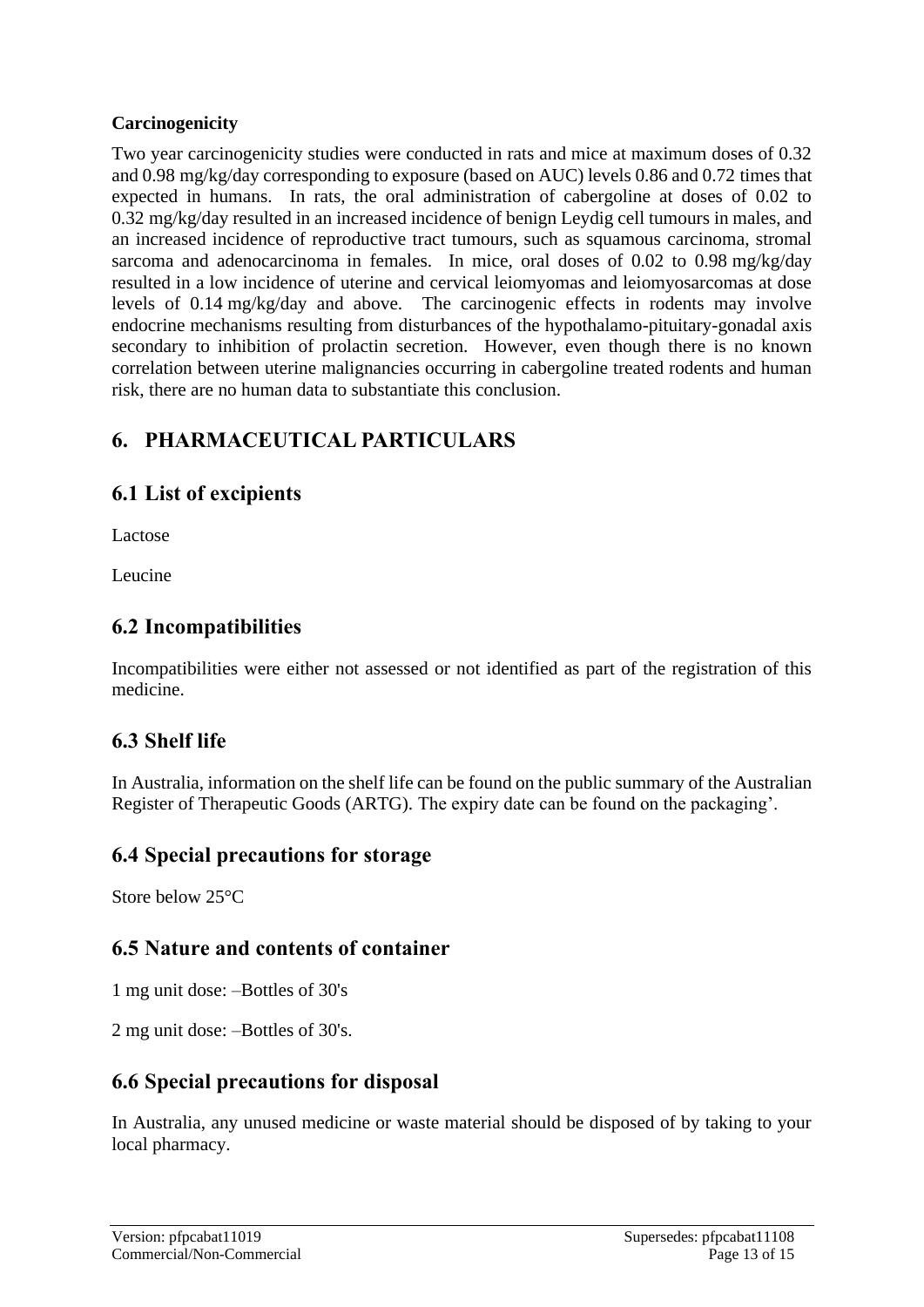**Carcinogenicity**

Two year carcinogenicity studies were conducted in rats and mice at maximum doses of 0.32 and 0.98 mg/kg/day corresponding to exposure (based on AUC) levels 0.86 and 0.72 times that expected in humans. In rats, the oral administration of cabergoline at doses of 0.02 to 0.32 mg/kg/day resulted in an increased incidence of benign Leydig cell tumours in males, and an increased incidence of reproductive tract tumours, such as squamous carcinoma, stromal sarcoma and adenocarcinoma in females. In mice, oral doses of 0.02 to 0.98 mg/kg/day resulted in a low incidence of uterine and cervical leiomyomas and leiomyosarcomas at dose levels of 0.14 mg/kg/day and above. The carcinogenic effects in rodents may involve endocrine mechanisms resulting from disturbances of the hypothalamo-pituitary-gonadal axis secondary to inhibition of prolactin secretion. However, even though there is no known correlation between uterine malignancies occurring in cabergoline treated rodents and human risk, there are no human data to substantiate this conclusion.

# 6. PHARMACEUTICAL PARTICULARS

## 6.1 List of excipients

Lactose

Leucine

## 6.2 Incompatibilities

Incompatibilities were either not assessed or not identified as part of the registration of this medicine.

## 6.3 Shelf life

In Australia, information on the shelf life can be found on the public summary of the Australian Register of Therapeutic Goods (ARTG). The expiry date can be found on the packaging'.

## 6.4 Special precautions for storage

Store below 25°C

## 6.5 Nature and contents of container

1 mg unit dose: –Bottles of 30's

2 mg unit dose: –Bottles of 30's.

## 6.6 Special precautions for disposal

In Australia, any unused medicine or waste material should be disposed of by taking to your local pharmacy.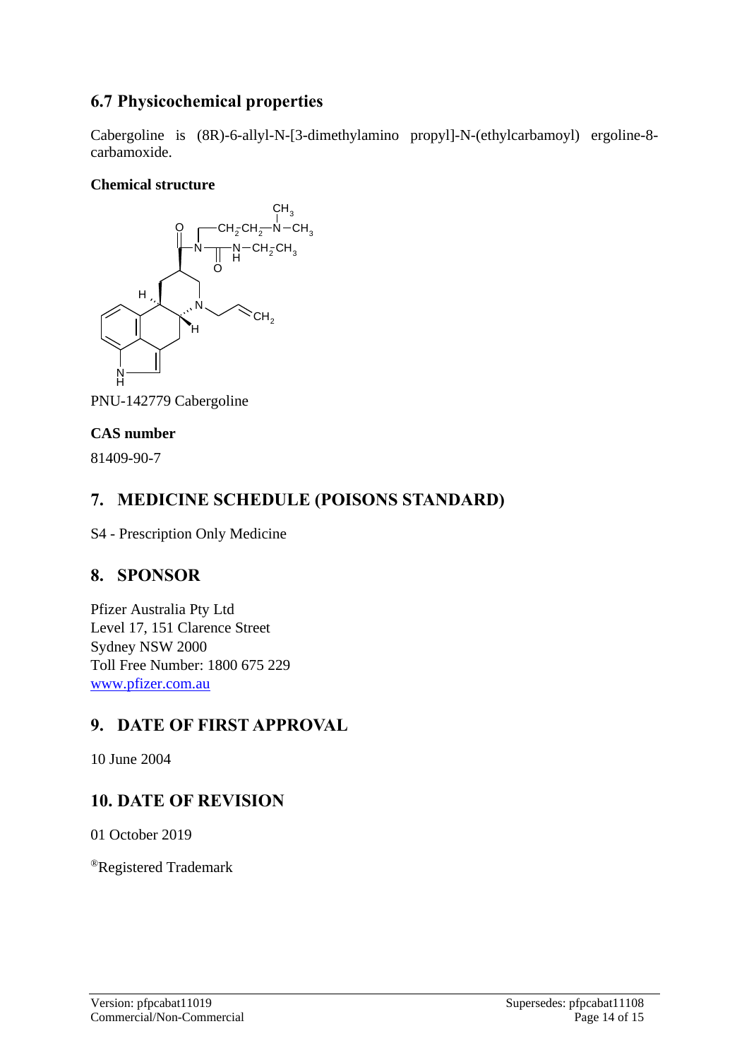## 6.7 Physicochemical properties

Cabergoline is (8R)-6-allyl-N-[3-dimethylamino propyl]-N-(ethylcarbamoyl) ergoline-8-carbamoxide.

**Chemical structure**

PNU-142779 Cabergoline

**CAS number**

81409-90-7

## 7. MEDICINE SCHEDULE (POISONS STANDARD)

S4 - Prescription Only Medicine

## 8. SPONSOR

Pfizer Australia Pty Ltd
Level 17, 151 Clarence Street
Sydney NSW 2000
Toll Free Number: 1800 675 229
www.pfizer.com.au

## 9. DATE OF FIRST APPROVAL

10 June 2004

## 10. DATE OF REVISION

01 October 2019

®Registered Trademark

Version: pfpcabat11019
Commercial/Non-Commercial

Supersedes: pfpcabat11108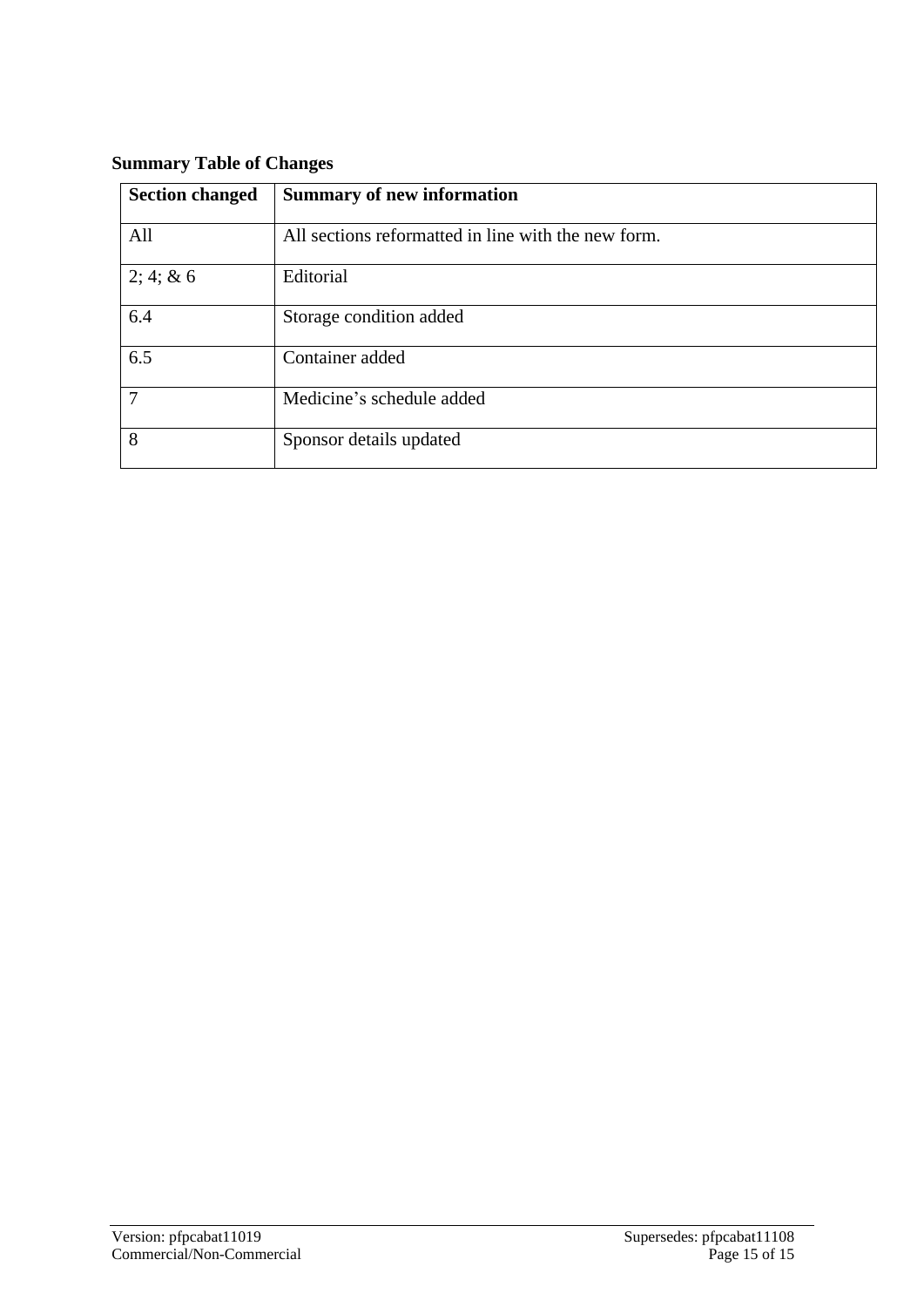**Summary Table of Changes**

| Section changed | Summary of new information |
| --- | --- |
| All | All sections reformatted in line with the new form. |
| 2; 4; & 6 | Editorial |
| 6.4 | Storage condition added |
| 6.5 | Container added |
| 7 | Medicine's schedule added |
| 8 | Sponsor details updated |